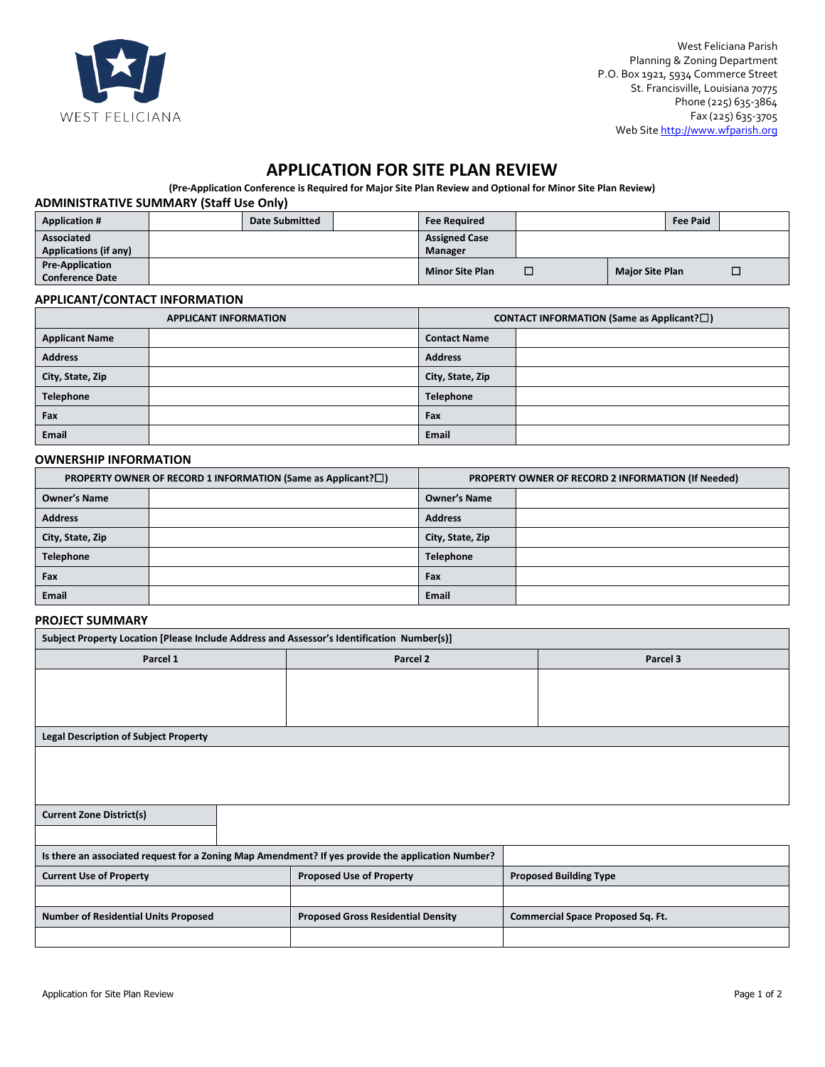West Feliciana Parish
Planning & Zoning Department
P.O. Box 1921, 5934 Commerce Street
St. Francisville, Louisiana 70775
Phone (225) 635-3864
Fax (225) 635-3705
Web Site http://www.wfparish.org

# APPLICATION FOR SITE PLAN REVIEW

**(Pre-Application Conference is Required for Major Site Plan Review and Optional for Minor Site Plan Review)**

## ADMINISTRATIVE SUMMARY (Staff Use Only)

| Application # | | Date Submitted | | Fee Required | | Fee Paid | |
|---|---|---|---|---|---|---|---|
| Associated Applications (if any) | | | | Assigned Case Manager | | | |
| Pre-Application Conference Date | | | | Minor Site Plan | ☐ | Major Site Plan | ☐ |

## APPLICANT/CONTACT INFORMATION

| APPLICANT INFORMATION | | CONTACT INFORMATION (Same as Applicant?☐) | |
|---|---|---|---|
| Applicant Name | | Contact Name | |
| Address | | Address | |
| City, State, Zip | | City, State, Zip | |
| Telephone | | Telephone | |
| Fax | | Fax | |
| Email | | Email | |

## OWNERSHIP INFORMATION

| PROPERTY OWNER OF RECORD 1 INFORMATION (Same as Applicant?☐) | | PROPERTY OWNER OF RECORD 2 INFORMATION (If Needed) | |
|---|---|---|---|
| Owner's Name | | Owner's Name | |
| Address | | Address | |
| City, State, Zip | | City, State, Zip | |
| Telephone | | Telephone | |
| Fax | | Fax | |
| Email | | Email | |

## PROJECT SUMMARY

| Subject Property Location [Please Include Address and Assessor's Identification Number(s)] | | |
|---|---|---|
| Parcel 1 | Parcel 2 | Parcel 3 |
| | | |

| Legal Description of Subject Property |
|---|
| |

| Current Zone District(s) |
|---|
| |

| Is there an associated request for a Zoning Map Amendment? If yes provide the application Number? | | |
|---|---|---|
| Current Use of Property | Proposed Use of Property | Proposed Building Type |
| | | |
| Number of Residential Units Proposed | Proposed Gross Residential Density | Commercial Space Proposed Sq. Ft. |
| | | |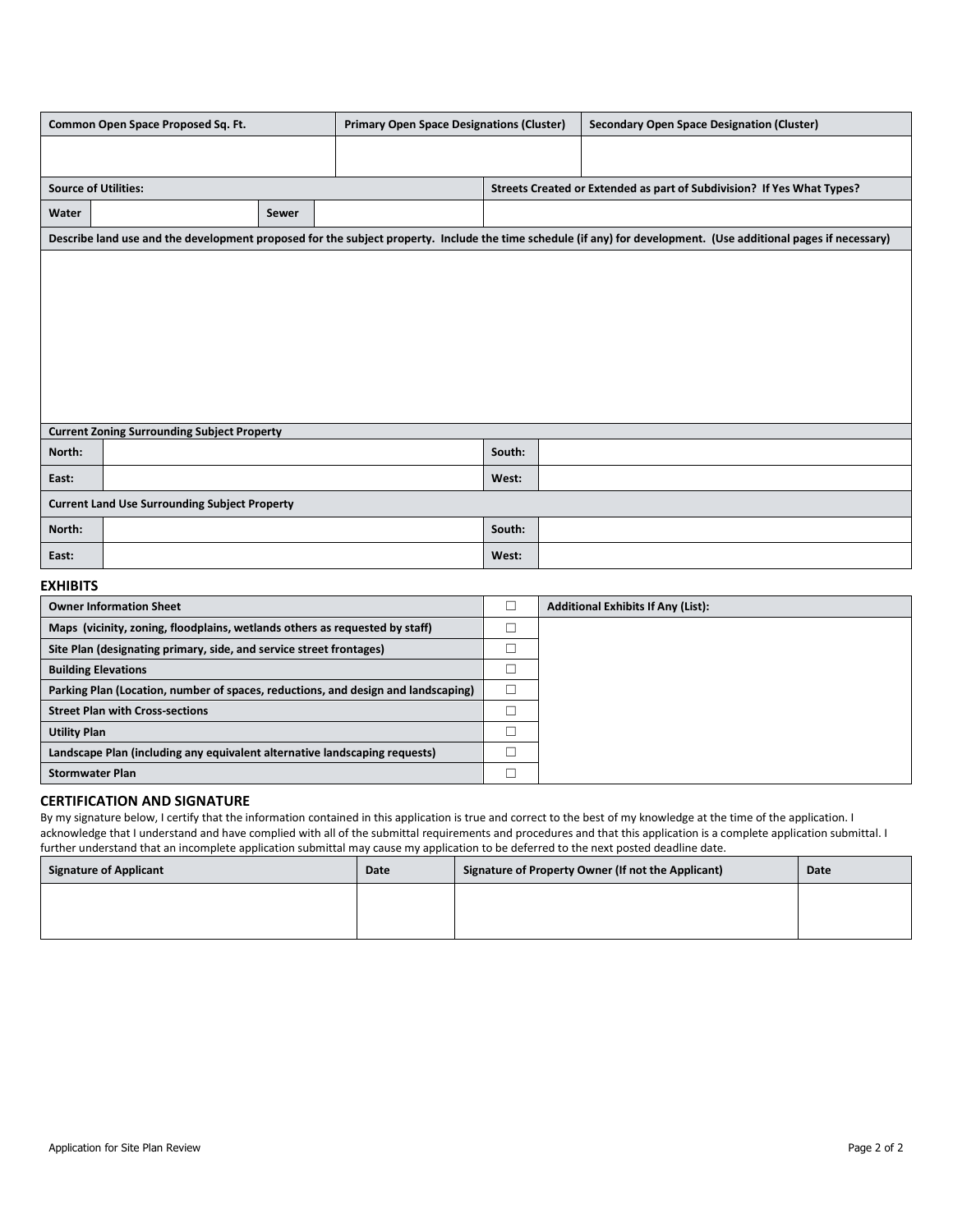| Common Open Space Proposed Sq. Ft. | Primary Open Space Designations (Cluster) | Secondary Open Space Designation (Cluster) |
|---|---|---|
| | | |

| Source of Utilities: | | | | Streets Created or Extended as part of Subdivision? If Yes What Types? |
|---|---|---|---|---|
| Water | | Sewer | | |

| Describe land use and the development proposed for the subject property. Include the time schedule (if any) for development. (Use additional pages if necessary) |
|---|
| |

| Current Zoning Surrounding Subject Property | | | |
|---|---|---|---|
| North: | | South: | |
| East: | | West: | |

| Current Land Use Surrounding Subject Property | | | |
|---|---|---|---|
| North: | | South: | |
| East: | | West: | |

### EXHIBITS

| Owner Information Sheet | ☐ | Additional Exhibits If Any (List): |
|---|---|---|
| Maps (vicinity, zoning, floodplains, wetlands others as requested by staff) | ☐ | |
| Site Plan (designating primary, side, and service street frontages) | ☐ | |
| Building Elevations | ☐ | |
| Parking Plan (Location, number of spaces, reductions, and design and landscaping) | ☐ | |
| Street Plan with Cross-sections | ☐ | |
| Utility Plan | ☐ | |
| Landscape Plan (including any equivalent alternative landscaping requests) | ☐ | |
| Stormwater Plan | ☐ | |

### CERTIFICATION AND SIGNATURE

By my signature below, I certify that the information contained in this application is true and correct to the best of my knowledge at the time of the application. I acknowledge that I understand and have complied with all of the submittal requirements and procedures and that this application is a complete application submittal. I further understand that an incomplete application submittal may cause my application to be deferred to the next posted deadline date.

| Signature of Applicant | Date | Signature of Property Owner (If not the Applicant) | Date |
|---|---|---|---|
| | | | |